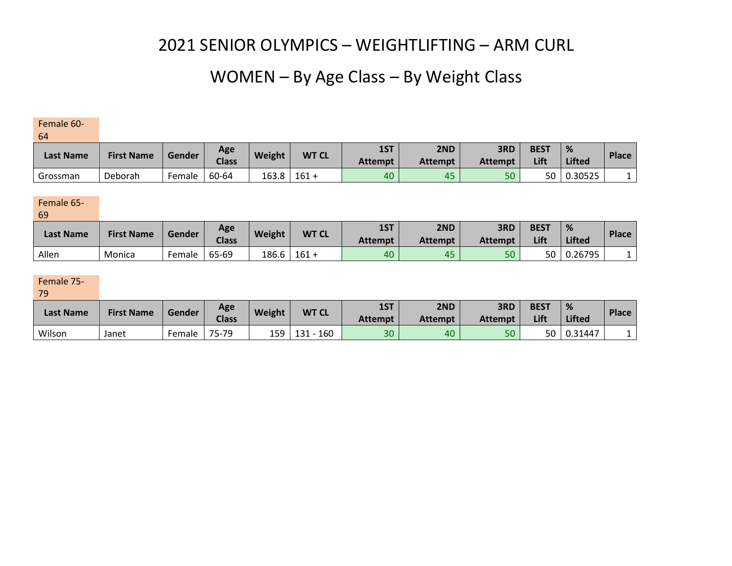# 2021 SENIOR OLYMPICS – WEIGHTLIFTING – ARM CURL

## WOMEN – By Age Class – By Weight Class

Female 60-64

| Last Name | First Name | Gender | Age Class | Weight | WT CL | 1ST Attempt | 2ND Attempt | 3RD Attempt | BEST Lift | % Lifted | Place |
|---|---|---|---|---|---|---|---|---|---|---|---|
| Grossman | Deborah | Female | 60-64 | 163.8 | 161 + | 40 | 45 | 50 | 50 | 0.30525 | 1 |

Female 65-69

| Last Name | First Name | Gender | Age Class | Weight | WT CL | 1ST Attempt | 2ND Attempt | 3RD Attempt | BEST Lift | % Lifted | Place |
|---|---|---|---|---|---|---|---|---|---|---|---|
| Allen | Monica | Female | 65-69 | 186.6 | 161 + | 40 | 45 | 50 | 50 | 0.26795 | 1 |

Female 75-79

| Last Name | First Name | Gender | Age Class | Weight | WT CL | 1ST Attempt | 2ND Attempt | 3RD Attempt | BEST Lift | % Lifted | Place |
|---|---|---|---|---|---|---|---|---|---|---|---|
| Wilson | Janet | Female | 75-79 | 159 | 131 - 160 | 30 | 40 | 50 | 50 | 0.31447 | 1 |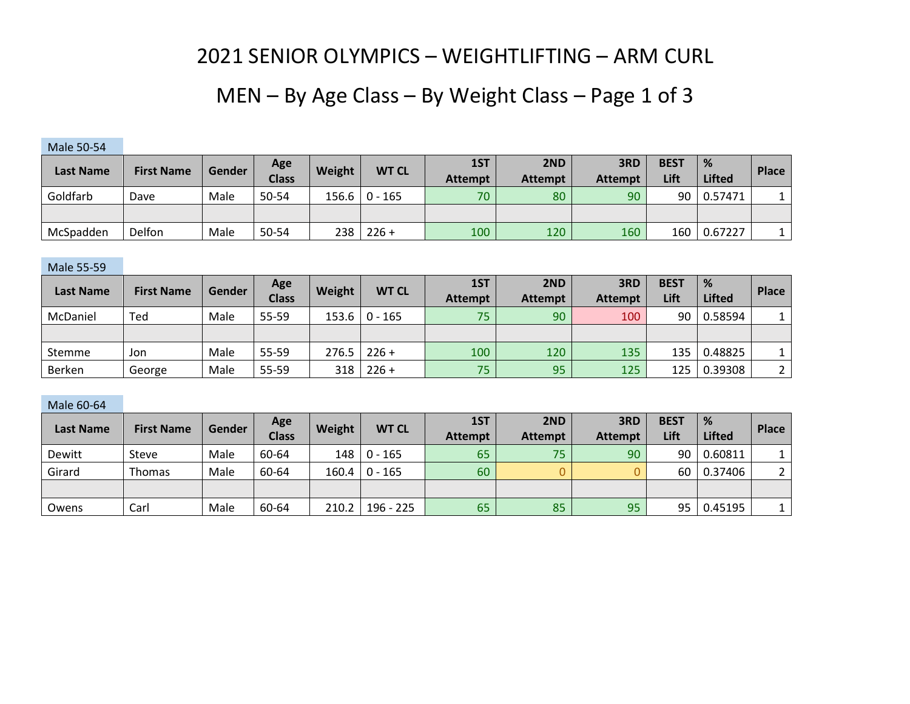# 2021 SENIOR OLYMPICS – WEIGHTLIFTING – ARM CURL

## MEN – By Age Class – By Weight Class – Page 1 of 3

Male 50-54

| Last Name | First Name | Gender | Age Class | Weight | WT CL | 1ST Attempt | 2ND Attempt | 3RD Attempt | BEST Lift | % Lifted | Place |
|---|---|---|---|---|---|---|---|---|---|---|---|
| Goldfarb | Dave | Male | 50-54 | 156.6 | 0 - 165 | 70 | 80 | 90 | 90 | 0.57471 | 1 |
| | | | | | | | | | | | |
| McSpadden | Delfon | Male | 50-54 | 238 | 226 + | 100 | 120 | 160 | 160 | 0.67227 | 1 |

Male 55-59

| Last Name | First Name | Gender | Age Class | Weight | WT CL | 1ST Attempt | 2ND Attempt | 3RD Attempt | BEST Lift | % Lifted | Place |
|---|---|---|---|---|---|---|---|---|---|---|---|
| McDaniel | Ted | Male | 55-59 | 153.6 | 0 - 165 | 75 | 90 | 100 | 90 | 0.58594 | 1 |
| | | | | | | | | | | | |
| Stemme | Jon | Male | 55-59 | 276.5 | 226 + | 100 | 120 | 135 | 135 | 0.48825 | 1 |
| Berken | George | Male | 55-59 | 318 | 226 + | 75 | 95 | 125 | 125 | 0.39308 | 2 |

Male 60-64

| Last Name | First Name | Gender | Age Class | Weight | WT CL | 1ST Attempt | 2ND Attempt | 3RD Attempt | BEST Lift | % Lifted | Place |
|---|---|---|---|---|---|---|---|---|---|---|---|
| Dewitt | Steve | Male | 60-64 | 148 | 0 - 165 | 65 | 75 | 90 | 90 | 0.60811 | 1 |
| Girard | Thomas | Male | 60-64 | 160.4 | 0 - 165 | 60 | 0 | 0 | 60 | 0.37406 | 2 |
| | | | | | | | | | | | |
| Owens | Carl | Male | 60-64 | 210.2 | 196 - 225 | 65 | 85 | 95 | 95 | 0.45195 | 1 |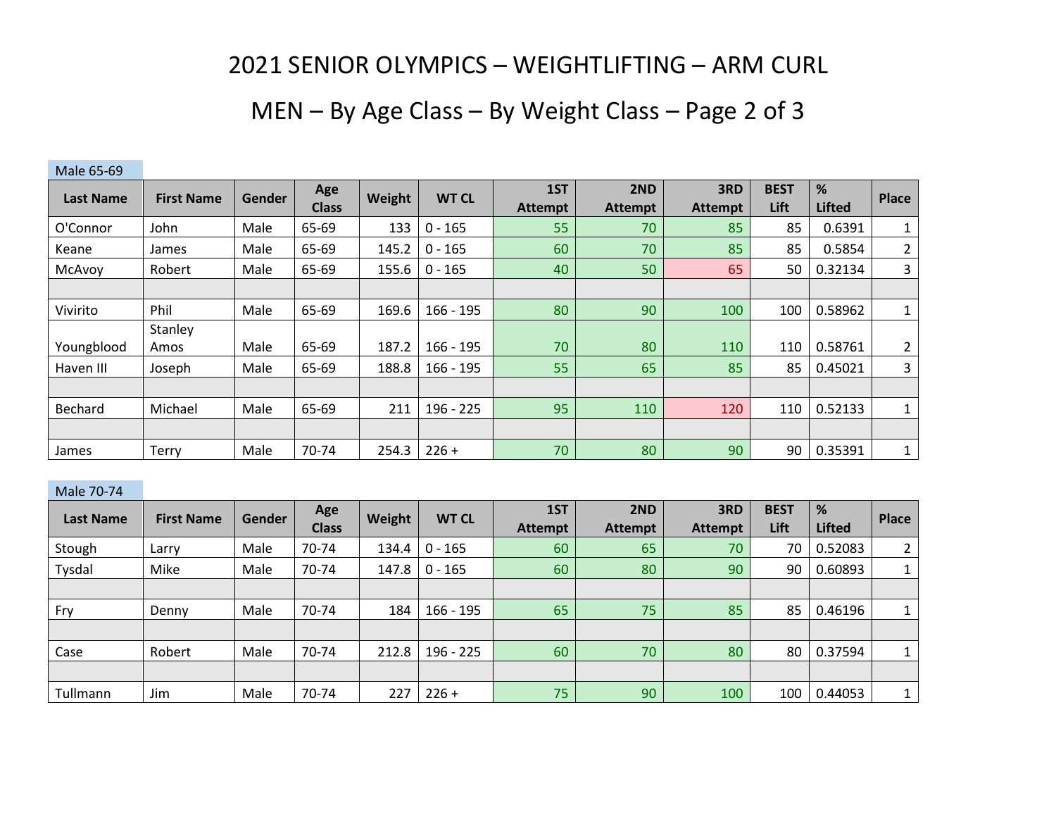# 2021 SENIOR OLYMPICS – WEIGHTLIFTING – ARM CURL

## MEN – By Age Class – By Weight Class – Page 2 of 3

### Male 65-69

| Last Name | First Name | Gender | Age Class | Weight | WT CL | 1ST Attempt | 2ND Attempt | 3RD Attempt | BEST Lift | % Lifted | Place |
|---|---|---|---|---|---|---|---|---|---|---|---|
| O'Connor | John | Male | 65-69 | 133 | 0 - 165 | 55 | 70 | 85 | 85 | 0.6391 | 1 |
| Keane | James | Male | 65-69 | 145.2 | 0 - 165 | 60 | 70 | 85 | 85 | 0.5854 | 2 |
| McAvoy | Robert | Male | 65-69 | 155.6 | 0 - 165 | 40 | 50 | 65 | 50 | 0.32134 | 3 |
| | | | | | | | | | | | |
| Vivirito | Phil | Male | 65-69 | 169.6 | 166 - 195 | 80 | 90 | 100 | 100 | 0.58962 | 1 |
| Youngblood | Stanley Amos | Male | 65-69 | 187.2 | 166 - 195 | 70 | 80 | 110 | 110 | 0.58761 | 2 |
| Haven III | Joseph | Male | 65-69 | 188.8 | 166 - 195 | 55 | 65 | 85 | 85 | 0.45021 | 3 |
| | | | | | | | | | | | |
| Bechard | Michael | Male | 65-69 | 211 | 196 - 225 | 95 | 110 | 120 | 110 | 0.52133 | 1 |
| | | | | | | | | | | | |
| James | Terry | Male | 70-74 | 254.3 | 226 + | 70 | 80 | 90 | 90 | 0.35391 | 1 |

### Male 70-74

| Last Name | First Name | Gender | Age Class | Weight | WT CL | 1ST Attempt | 2ND Attempt | 3RD Attempt | BEST Lift | % Lifted | Place |
|---|---|---|---|---|---|---|---|---|---|---|---|
| Stough | Larry | Male | 70-74 | 134.4 | 0 - 165 | 60 | 65 | 70 | 70 | 0.52083 | 2 |
| Tysdal | Mike | Male | 70-74 | 147.8 | 0 - 165 | 60 | 80 | 90 | 90 | 0.60893 | 1 |
| | | | | | | | | | | | |
| Fry | Denny | Male | 70-74 | 184 | 166 - 195 | 65 | 75 | 85 | 85 | 0.46196 | 1 |
| | | | | | | | | | | | |
| Case | Robert | Male | 70-74 | 212.8 | 196 - 225 | 60 | 70 | 80 | 80 | 0.37594 | 1 |
| | | | | | | | | | | | |
| Tullmann | Jim | Male | 70-74 | 227 | 226 + | 75 | 90 | 100 | 100 | 0.44053 | 1 |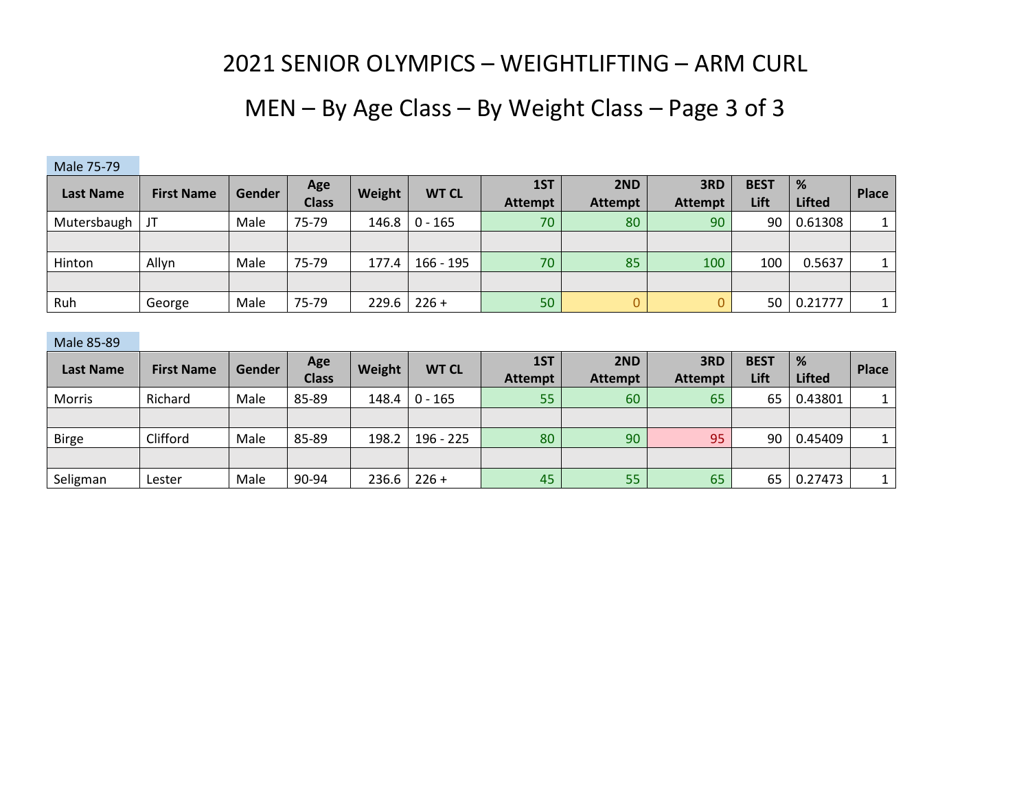# 2021 SENIOR OLYMPICS – WEIGHTLIFTING – ARM CURL

## MEN – By Age Class – By Weight Class – Page 3 of 3

Male 75-79

| Last Name | First Name | Gender | Age Class | Weight | WT CL | 1ST Attempt | 2ND Attempt | 3RD Attempt | BEST Lift | % Lifted | Place |
|---|---|---|---|---|---|---|---|---|---|---|---|
| Mutersbaugh | JT | Male | 75-79 | 146.8 | 0 - 165 | 70 | 80 | 90 | 90 | 0.61308 | 1 |
| | | | | | | | | | | | |
| Hinton | Allyn | Male | 75-79 | 177.4 | 166 - 195 | 70 | 85 | 100 | 100 | 0.5637 | 1 |
| | | | | | | | | | | | |
| Ruh | George | Male | 75-79 | 229.6 | 226 + | 50 | 0 | 0 | 50 | 0.21777 | 1 |

Male 85-89

| Last Name | First Name | Gender | Age Class | Weight | WT CL | 1ST Attempt | 2ND Attempt | 3RD Attempt | BEST Lift | % Lifted | Place |
|---|---|---|---|---|---|---|---|---|---|---|---|
| Morris | Richard | Male | 85-89 | 148.4 | 0 - 165 | 55 | 60 | 65 | 65 | 0.43801 | 1 |
| | | | | | | | | | | | |
| Birge | Clifford | Male | 85-89 | 198.2 | 196 - 225 | 80 | 90 | 95 | 90 | 0.45409 | 1 |
| | | | | | | | | | | | |
| Seligman | Lester | Male | 90-94 | 236.6 | 226 + | 45 | 55 | 65 | 65 | 0.27473 | 1 |